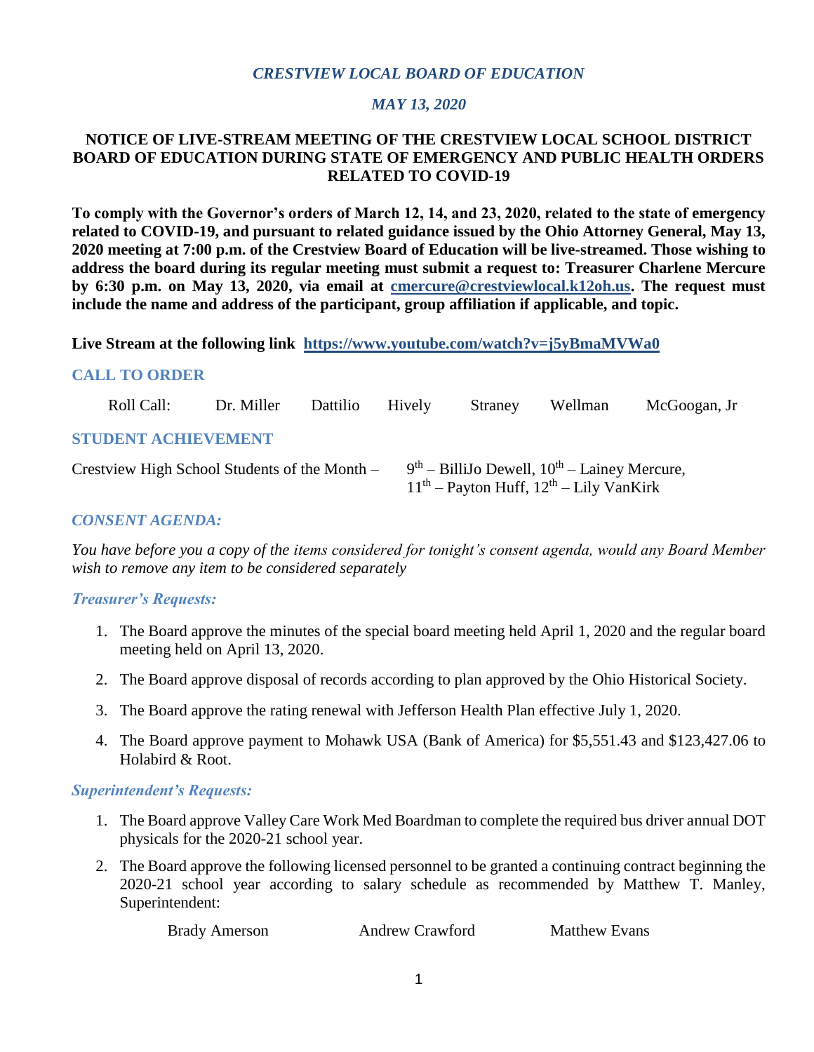*CRESTVIEW LOCAL BOARD OF EDUCATION*

*MAY 13, 2020*

**NOTICE OF LIVE-STREAM MEETING OF THE CRESTVIEW LOCAL SCHOOL DISTRICT BOARD OF EDUCATION DURING STATE OF EMERGENCY AND PUBLIC HEALTH ORDERS RELATED TO COVID-19**

**To comply with the Governor's orders of March 12, 14, and 23, 2020, related to the state of emergency related to COVID-19, and pursuant to related guidance issued by the Ohio Attorney General, May 13, 2020 meeting at 7:00 p.m. of the Crestview Board of Education will be live-streamed. Those wishing to address the board during its regular meeting must submit a request to: Treasurer Charlene Mercure by 6:30 p.m. on May 13, 2020, via email at cmercure@crestviewlocal.k12oh.us. The request must include the name and address of the participant, group affiliation if applicable, and topic.**

**Live Stream at the following link https://www.youtube.com/watch?v=j5yBmaMVWa0**

## CALL TO ORDER

Roll Call: Dr. Miller Dattilio Hively Straney Wellman McGoogan, Jr

## STUDENT ACHIEVEMENT

Crestview High School Students of the Month – 9th – BilliJo Dewell, 10th – Lainey Mercure, 11th – Payton Huff, 12th – Lily VanKirk

## *CONSENT AGENDA:*

*You have before you a copy of the items considered for tonight's consent agenda, would any Board Member wish to remove any item to be considered separately*

### *Treasurer's Requests:*

1. The Board approve the minutes of the special board meeting held April 1, 2020 and the regular board meeting held on April 13, 2020.
2. The Board approve disposal of records according to plan approved by the Ohio Historical Society.
3. The Board approve the rating renewal with Jefferson Health Plan effective July 1, 2020.
4. The Board approve payment to Mohawk USA (Bank of America) for $5,551.43 and $123,427.06 to Holabird & Root.

### *Superintendent's Requests:*

1. The Board approve Valley Care Work Med Boardman to complete the required bus driver annual DOT physicals for the 2020-21 school year.
2. The Board approve the following licensed personnel to be granted a continuing contract beginning the 2020-21 school year according to salary schedule as recommended by Matthew T. Manley, Superintendent:

   Brady Amerson Andrew Crawford Matthew Evans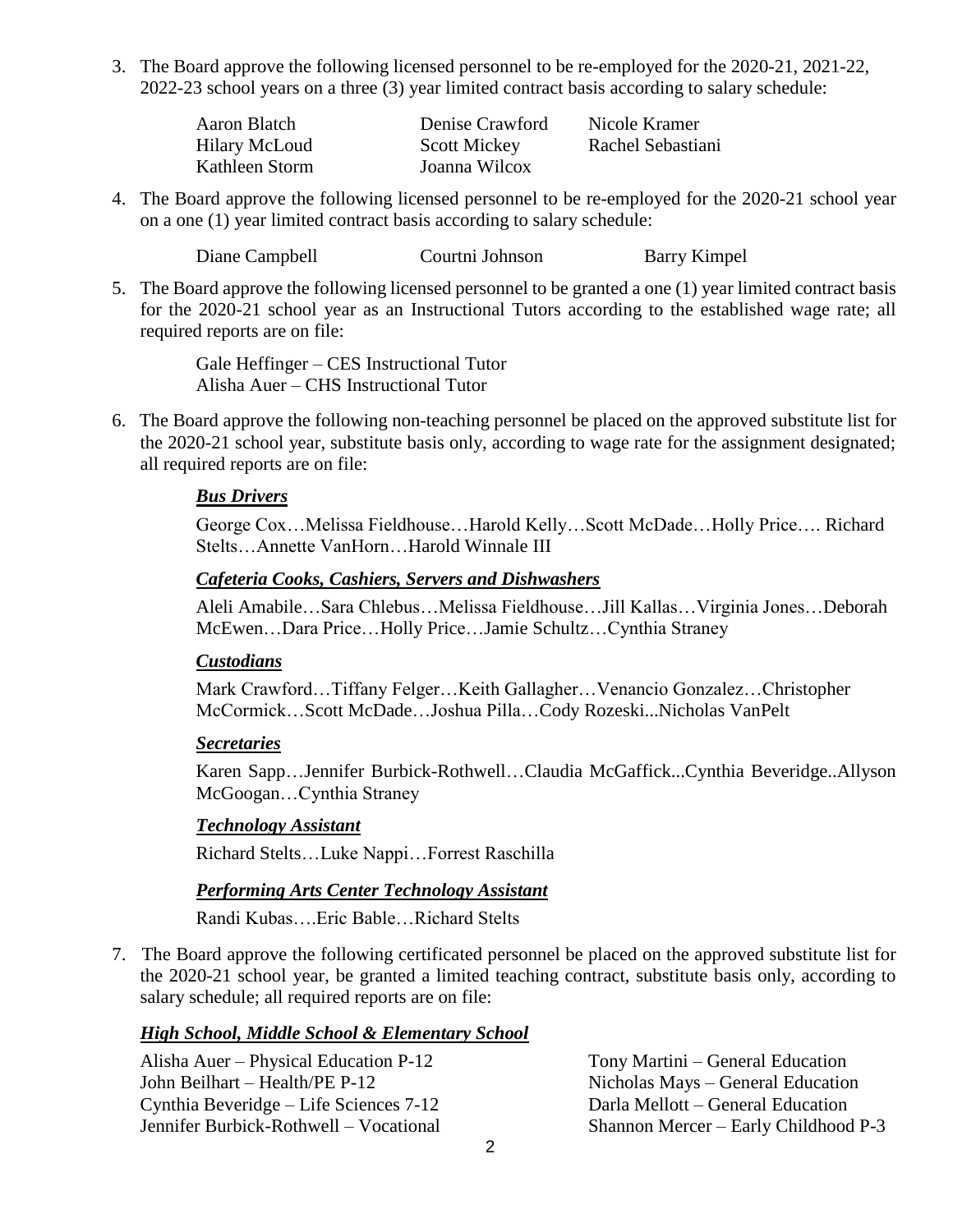3. The Board approve the following licensed personnel to be re-employed for the 2020-21, 2021-22, 2022-23 school years on a three (3) year limited contract basis according to salary schedule:

| | | |
|---|---|---|
| Aaron Blatch | Denise Crawford | Nicole Kramer |
| Hilary McLoud | Scott Mickey | Rachel Sebastiani |
| Kathleen Storm | Joanna Wilcox | |

4. The Board approve the following licensed personnel to be re-employed for the 2020-21 school year on a one (1) year limited contract basis according to salary schedule:

| | | |
|---|---|---|
| Diane Campbell | Courtni Johnson | Barry Kimpel |

5. The Board approve the following licensed personnel to be granted a one (1) year limited contract basis for the 2020-21 school year as an Instructional Tutors according to the established wage rate; all required reports are on file:

   Gale Heffinger – CES Instructional Tutor
   Alisha Auer – CHS Instructional Tutor

6. The Board approve the following non-teaching personnel be placed on the approved substitute list for the 2020-21 school year, substitute basis only, according to wage rate for the assignment designated; all required reports are on file:

   ***Bus Drivers***

   George Cox…Melissa Fieldhouse…Harold Kelly…Scott McDade…Holly Price…. Richard Stelts…Annette VanHorn…Harold Winnale III

   ***Cafeteria Cooks, Cashiers, Servers and Dishwashers***

   Aleli Amabile…Sara Chlebus…Melissa Fieldhouse…Jill Kallas…Virginia Jones…Deborah McEwen…Dara Price…Holly Price…Jamie Schultz…Cynthia Straney

   ***Custodians***

   Mark Crawford…Tiffany Felger…Keith Gallagher…Venancio Gonzalez…Christopher McCormick…Scott McDade…Joshua Pilla…Cody Rozeski...Nicholas VanPelt

   ***Secretaries***

   Karen Sapp…Jennifer Burbick-Rothwell…Claudia McGaffick...Cynthia Beveridge..Allyson McGoogan…Cynthia Straney

   ***Technology Assistant***

   Richard Stelts…Luke Nappi…Forrest Raschilla

   ***Performing Arts Center Technology Assistant***

   Randi Kubas….Eric Bable…Richard Stelts

7. The Board approve the following certificated personnel be placed on the approved substitute list for the 2020-21 school year, be granted a limited teaching contract, substitute basis only, according to salary schedule; all required reports are on file:

***High School, Middle School & Elementary School***

| | |
|---|---|
| Alisha Auer – Physical Education P-12 | Tony Martini – General Education |
| John Beilhart – Health/PE P-12 | Nicholas Mays – General Education |
| Cynthia Beveridge – Life Sciences 7-12 | Darla Mellott – General Education |
| Jennifer Burbick-Rothwell – Vocational | Shannon Mercer – Early Childhood P-3 |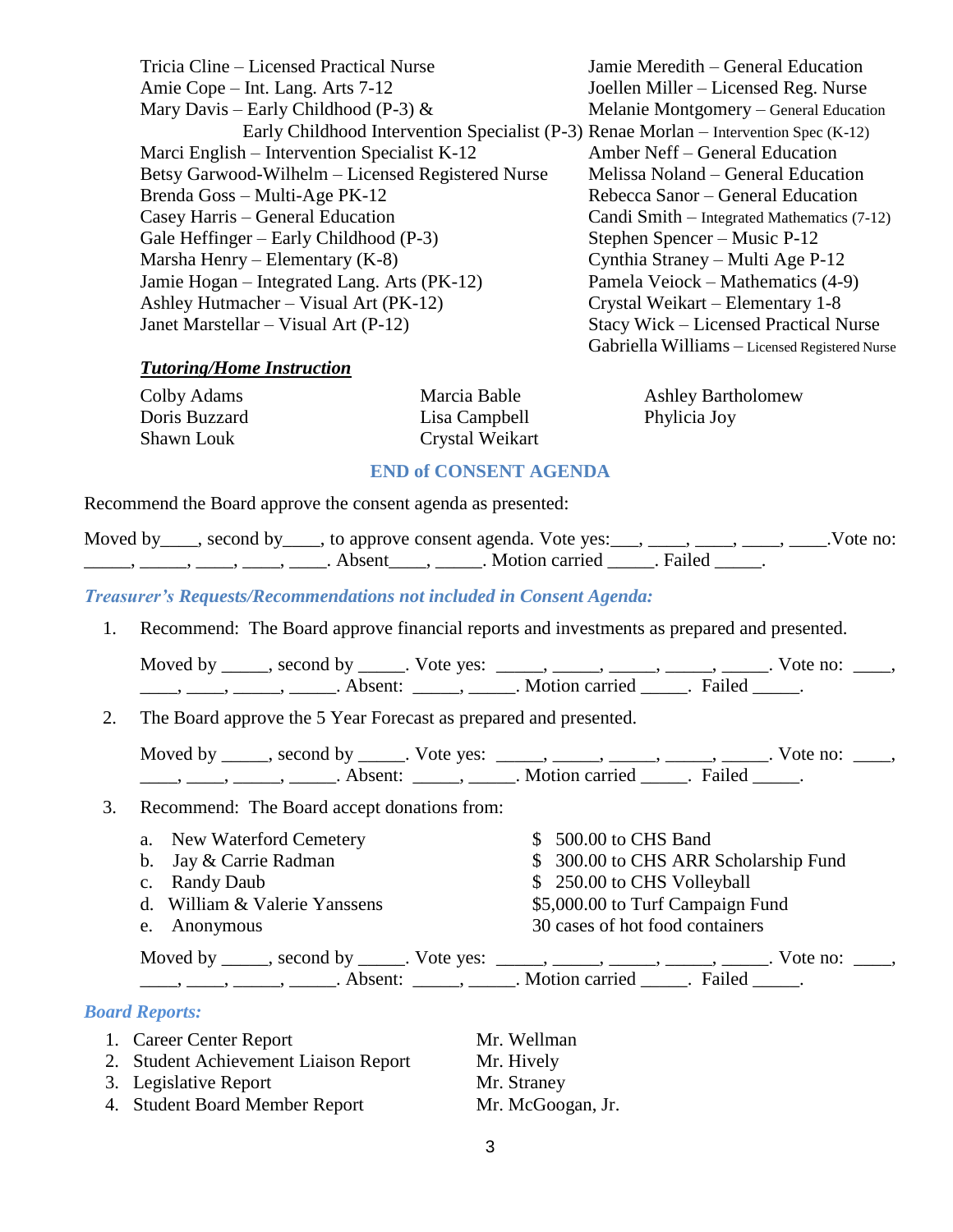Tricia Cline – Licensed Practical Nurse
Amie Cope – Int. Lang. Arts 7-12
Mary Davis – Early Childhood (P-3) & Early Childhood Intervention Specialist (P-3)
Marci English – Intervention Specialist K-12
Betsy Garwood-Wilhelm – Licensed Registered Nurse
Brenda Goss – Multi-Age PK-12
Casey Harris – General Education
Gale Heffinger – Early Childhood (P-3)
Marsha Henry – Elementary (K-8)
Jamie Hogan – Integrated Lang. Arts (PK-12)
Ashley Hutmacher – Visual Art (PK-12)
Janet Marstellar – Visual Art (P-12)
Jamie Meredith – General Education
Joellen Miller – Licensed Reg. Nurse
Melanie Montgomery – General Education
Renae Morlan – Intervention Spec (K-12)
Amber Neff – General Education
Melissa Noland – General Education
Rebecca Sanor – General Education
Candi Smith – Integrated Mathematics (7-12)
Stephen Spencer – Music P-12
Cynthia Straney – Multi Age P-12
Pamela Veiock – Mathematics (4-9)
Crystal Weikart – Elementary 1-8
Stacy Wick – Licensed Practical Nurse
Gabriella Williams – Licensed Registered Nurse

***Tutoring/Home Instruction***

Colby Adams
Doris Buzzard
Shawn Louk
Marcia Bable
Lisa Campbell
Crystal Weikart
Ashley Bartholomew
Phylicia Joy

**END of CONSENT AGENDA**

Recommend the Board approve the consent agenda as presented:

Moved by____, second by____, to approve consent agenda. Vote yes:___, ____, ____, ____, ____.Vote no: _____, _____, ____, ____, ____. Absent____, _____. Motion carried _____. Failed _____.

***Treasurer's Requests/Recommendations not included in Consent Agenda:***

1. Recommend: The Board approve financial reports and investments as prepared and presented.

   Moved by _____, second by _____. Vote yes: _____, _____, _____, _____, _____. Vote no: ____, ____, ____, _____, _____. Absent: _____, _____. Motion carried _____. Failed _____.

2. The Board approve the 5 Year Forecast as prepared and presented.

   Moved by _____, second by _____. Vote yes: _____, _____, _____, _____, _____. Vote no: ____, ____, ____, _____, _____. Absent: _____, _____. Motion carried _____. Failed _____.

3. Recommend: The Board accept donations from:

   a. New Waterford Cemetery — $ 500.00 to CHS Band
   b. Jay & Carrie Radman — $ 300.00 to CHS ARR Scholarship Fund
   c. Randy Daub — $ 250.00 to CHS Volleyball
   d. William & Valerie Yanssens — $5,000.00 to Turf Campaign Fund
   e. Anonymous — 30 cases of hot food containers

   Moved by _____, second by _____. Vote yes: _____, _____, _____, _____, _____. Vote no: ____, ____, ____, _____, _____. Absent: _____, _____. Motion carried _____. Failed _____.

***Board Reports:***

1. Career Center Report — Mr. Wellman
2. Student Achievement Liaison Report — Mr. Hively
3. Legislative Report — Mr. Straney
4. Student Board Member Report — Mr. McGoogan, Jr.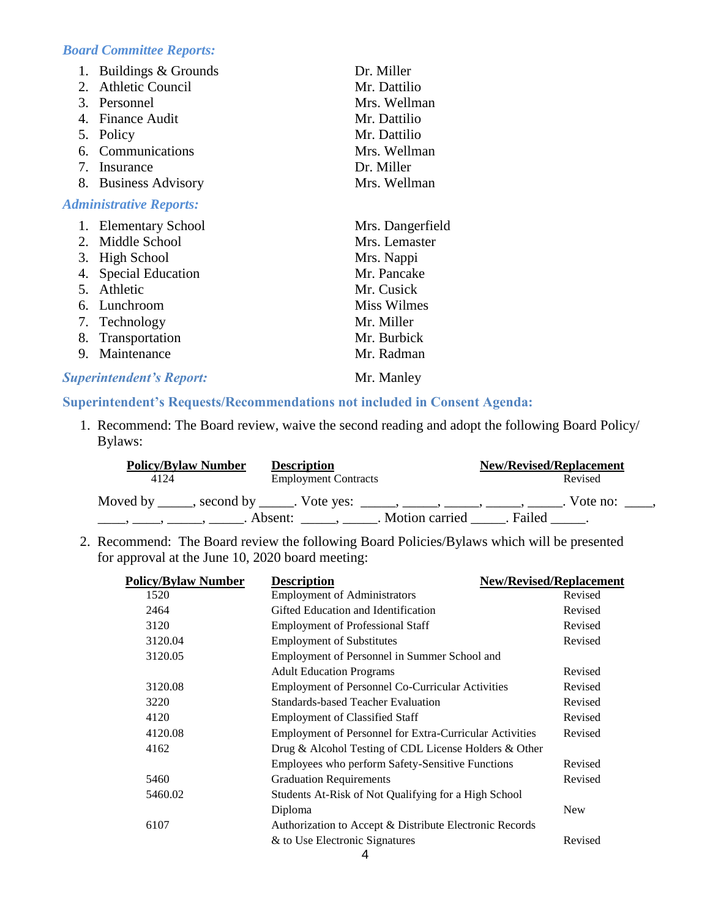### *Board Committee Reports:*

| | |
|---|---|
| 1. Buildings & Grounds | Dr. Miller |
| 2. Athletic Council | Mr. Dattilio |
| 3. Personnel | Mrs. Wellman |
| 4. Finance Audit | Mr. Dattilio |
| 5. Policy | Mr. Dattilio |
| 6. Communications | Mrs. Wellman |
| 7. Insurance | Dr. Miller |
| 8. Business Advisory | Mrs. Wellman |

### *Administrative Reports:*

| | |
|---|---|
| 1. Elementary School | Mrs. Dangerfield |
| 2. Middle School | Mrs. Lemaster |
| 3. High School | Mrs. Nappi |
| 4. Special Education | Mr. Pancake |
| 5. Athletic | Mr. Cusick |
| 6. Lunchroom | Miss Wilmes |
| 7. Technology | Mr. Miller |
| 8. Transportation | Mr. Burbick |
| 9. Maintenance | Mr. Radman |

### *Superintendent's Report:* Mr. Manley

### Superintendent's Requests/Recommendations not included in Consent Agenda:

1. Recommend: The Board review, waive the second reading and adopt the following Board Policy/ Bylaws:

| Policy/Bylaw Number | Description | New/Revised/Replacement |
|---|---|---|
| 4124 | Employment Contracts | Revised |

Moved by _____, second by _____. Vote yes: _____, _____, _____, _____, _____. Vote no: ____, ____, ____, _____, _____. Absent: _____, _____. Motion carried _____. Failed _____.

2. Recommend: The Board review the following Board Policies/Bylaws which will be presented for approval at the June 10, 2020 board meeting:

| Policy/Bylaw Number | Description | New/Revised/Replacement |
|---|---|---|
| 1520 | Employment of Administrators | Revised |
| 2464 | Gifted Education and Identification | Revised |
| 3120 | Employment of Professional Staff | Revised |
| 3120.04 | Employment of Substitutes | Revised |
| 3120.05 | Employment of Personnel in Summer School and Adult Education Programs | Revised |
| 3120.08 | Employment of Personnel Co-Curricular Activities | Revised |
| 3220 | Standards-based Teacher Evaluation | Revised |
| 4120 | Employment of Classified Staff | Revised |
| 4120.08 | Employment of Personnel for Extra-Curricular Activities | Revised |
| 4162 | Drug & Alcohol Testing of CDL License Holders & Other Employees who perform Safety-Sensitive Functions | Revised |
| 5460 | Graduation Requirements | Revised |
| 5460.02 | Students At-Risk of Not Qualifying for a High School Diploma | New |
| 6107 | Authorization to Accept & Distribute Electronic Records & to Use Electronic Signatures | Revised |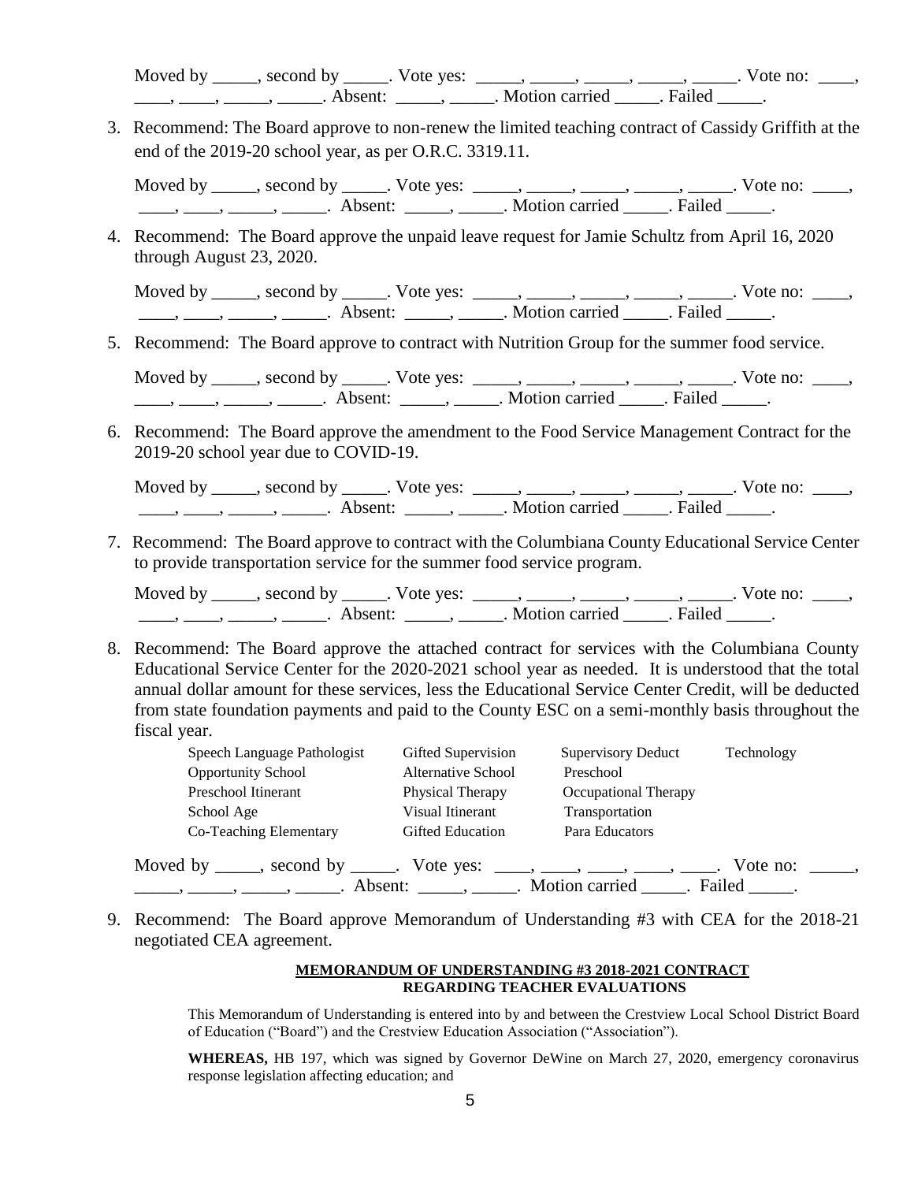Moved by _____, second by _____. Vote yes: _____, _____, _____, _____, _____. Vote no: ____, ____, ____, _____, _____. Absent: _____, _____. Motion carried _____. Failed _____.

3. Recommend: The Board approve to non-renew the limited teaching contract of Cassidy Griffith at the end of the 2019-20 school year, as per O.R.C. 3319.11.

   Moved by _____, second by _____. Vote yes: _____, _____, _____, _____, _____. Vote no: ____, ____, ____, _____, _____. Absent: _____, _____. Motion carried _____. Failed _____.

4. Recommend: The Board approve the unpaid leave request for Jamie Schultz from April 16, 2020 through August 23, 2020.

   Moved by _____, second by _____. Vote yes: _____, _____, _____, _____, _____. Vote no: ____, ____, ____, _____, _____. Absent: _____, _____. Motion carried _____. Failed _____.

5. Recommend: The Board approve to contract with Nutrition Group for the summer food service.

   Moved by _____, second by _____. Vote yes: _____, _____, _____, _____, _____. Vote no: ____, ____, ____, _____, _____. Absent: _____, _____. Motion carried _____. Failed _____.

6. Recommend: The Board approve the amendment to the Food Service Management Contract for the 2019-20 school year due to COVID-19.

   Moved by _____, second by _____. Vote yes: _____, _____, _____, _____, _____. Vote no: ____, ____, ____, _____, _____. Absent: _____, _____. Motion carried _____. Failed _____.

7. Recommend: The Board approve to contract with the Columbiana County Educational Service Center to provide transportation service for the summer food service program.

   Moved by _____, second by _____. Vote yes: _____, _____, _____, _____, _____. Vote no: ____, ____, ____, _____, _____. Absent: _____, _____. Motion carried _____. Failed _____.

8. Recommend: The Board approve the attached contract for services with the Columbiana County Educational Service Center for the 2020-2021 school year as needed. It is understood that the total annual dollar amount for these services, less the Educational Service Center Credit, will be deducted from state foundation payments and paid to the County ESC on a semi-monthly basis throughout the fiscal year.

   | | | | |
   |---|---|---|---|
   | Speech Language Pathologist | Gifted Supervision | Supervisory Deduct | Technology |
   | Opportunity School | Alternative School | Preschool | |
   | Preschool Itinerant | Physical Therapy | Occupational Therapy | |
   | School Age | Visual Itinerant | Transportation | |
   | Co-Teaching Elementary | Gifted Education | Para Educators | |

   Moved by _____, second by _____. Vote yes: ____, ____, ____, ____, ____. Vote no: _____, _____, _____, _____, _____. Absent: _____, _____. Motion carried _____. Failed _____.

9. Recommend: The Board approve Memorandum of Understanding #3 with CEA for the 2018-21 negotiated CEA agreement.

**MEMORANDUM OF UNDERSTANDING #3 2018-2021 CONTRACT**
**REGARDING TEACHER EVALUATIONS**

This Memorandum of Understanding is entered into by and between the Crestview Local School District Board of Education ("Board") and the Crestview Education Association ("Association").

**WHEREAS,** HB 197, which was signed by Governor DeWine on March 27, 2020, emergency coronavirus response legislation affecting education; and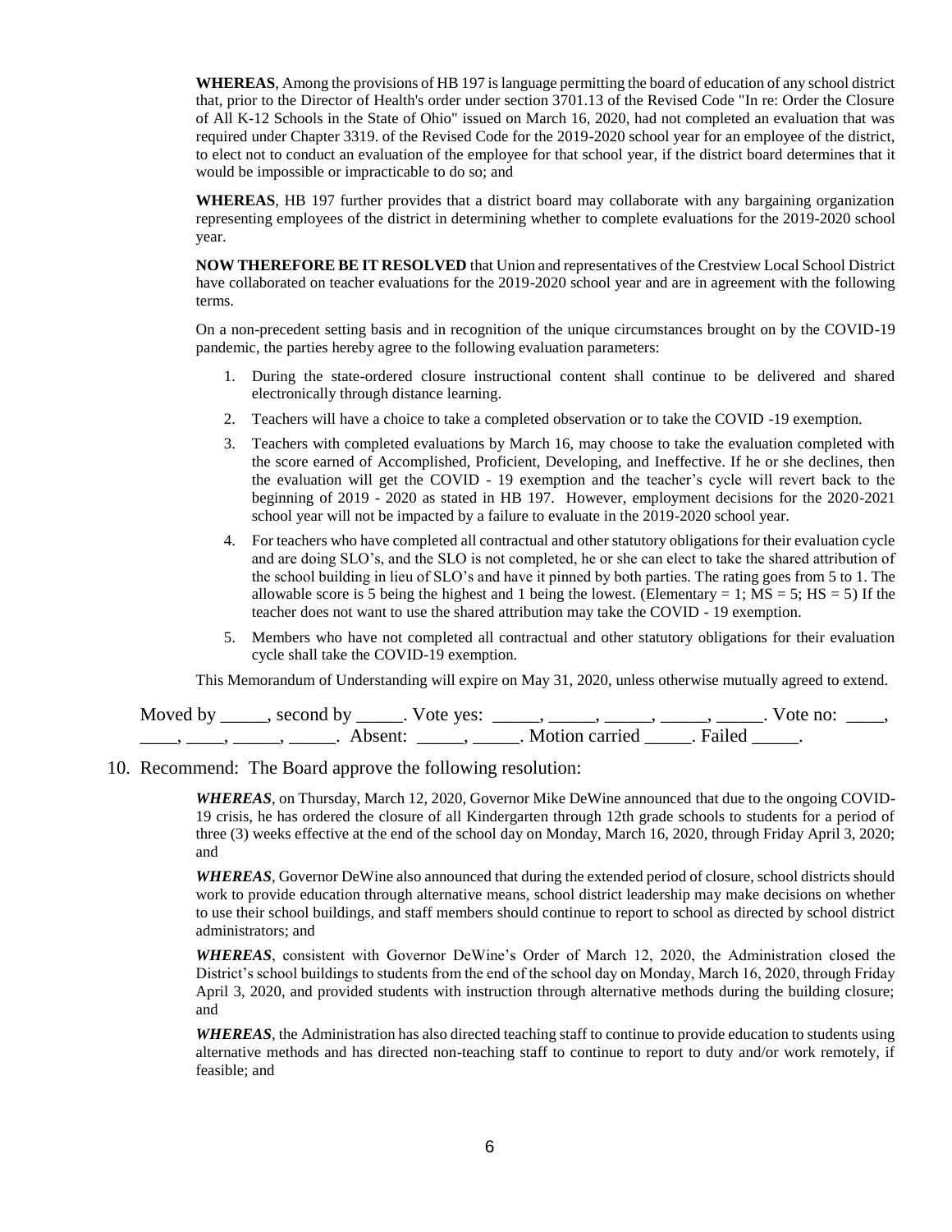**WHEREAS**, Among the provisions of HB 197 is language permitting the board of education of any school district that, prior to the Director of Health's order under section 3701.13 of the Revised Code "In re: Order the Closure of All K-12 Schools in the State of Ohio" issued on March 16, 2020, had not completed an evaluation that was required under Chapter 3319. of the Revised Code for the 2019-2020 school year for an employee of the district, to elect not to conduct an evaluation of the employee for that school year, if the district board determines that it would be impossible or impracticable to do so; and

**WHEREAS**, HB 197 further provides that a district board may collaborate with any bargaining organization representing employees of the district in determining whether to complete evaluations for the 2019-2020 school year.

**NOW THEREFORE BE IT RESOLVED** that Union and representatives of the Crestview Local School District have collaborated on teacher evaluations for the 2019-2020 school year and are in agreement with the following terms.

On a non-precedent setting basis and in recognition of the unique circumstances brought on by the COVID-19 pandemic, the parties hereby agree to the following evaluation parameters:

1. During the state-ordered closure instructional content shall continue to be delivered and shared electronically through distance learning.
2. Teachers will have a choice to take a completed observation or to take the COVID -19 exemption.
3. Teachers with completed evaluations by March 16, may choose to take the evaluation completed with the score earned of Accomplished, Proficient, Developing, and Ineffective. If he or she declines, then the evaluation will get the COVID - 19 exemption and the teacher's cycle will revert back to the beginning of 2019 - 2020 as stated in HB 197. However, employment decisions for the 2020-2021 school year will not be impacted by a failure to evaluate in the 2019-2020 school year.
4. For teachers who have completed all contractual and other statutory obligations for their evaluation cycle and are doing SLO's, and the SLO is not completed, he or she can elect to take the shared attribution of the school building in lieu of SLO's and have it pinned by both parties. The rating goes from 5 to 1. The allowable score is 5 being the highest and 1 being the lowest. (Elementary = 1; MS = 5; HS = 5) If the teacher does not want to use the shared attribution may take the COVID - 19 exemption.
5. Members who have not completed all contractual and other statutory obligations for their evaluation cycle shall take the COVID-19 exemption.

This Memorandum of Understanding will expire on May 31, 2020, unless otherwise mutually agreed to extend.

Moved by _____, second by _____. Vote yes: _____, _____, _____, _____, _____. Vote no: ____, ____, ____, _____, _____. Absent: _____, _____. Motion carried _____. Failed _____.

10. Recommend: The Board approve the following resolution:

***WHEREAS***, on Thursday, March 12, 2020, Governor Mike DeWine announced that due to the ongoing COVID-19 crisis, he has ordered the closure of all Kindergarten through 12th grade schools to students for a period of three (3) weeks effective at the end of the school day on Monday, March 16, 2020, through Friday April 3, 2020; and

***WHEREAS***, Governor DeWine also announced that during the extended period of closure, school districts should work to provide education through alternative means, school district leadership may make decisions on whether to use their school buildings, and staff members should continue to report to school as directed by school district administrators; and

***WHEREAS***, consistent with Governor DeWine's Order of March 12, 2020, the Administration closed the District's school buildings to students from the end of the school day on Monday, March 16, 2020, through Friday April 3, 2020, and provided students with instruction through alternative methods during the building closure; and

***WHEREAS***, the Administration has also directed teaching staff to continue to provide education to students using alternative methods and has directed non-teaching staff to continue to report to duty and/or work remotely, if feasible; and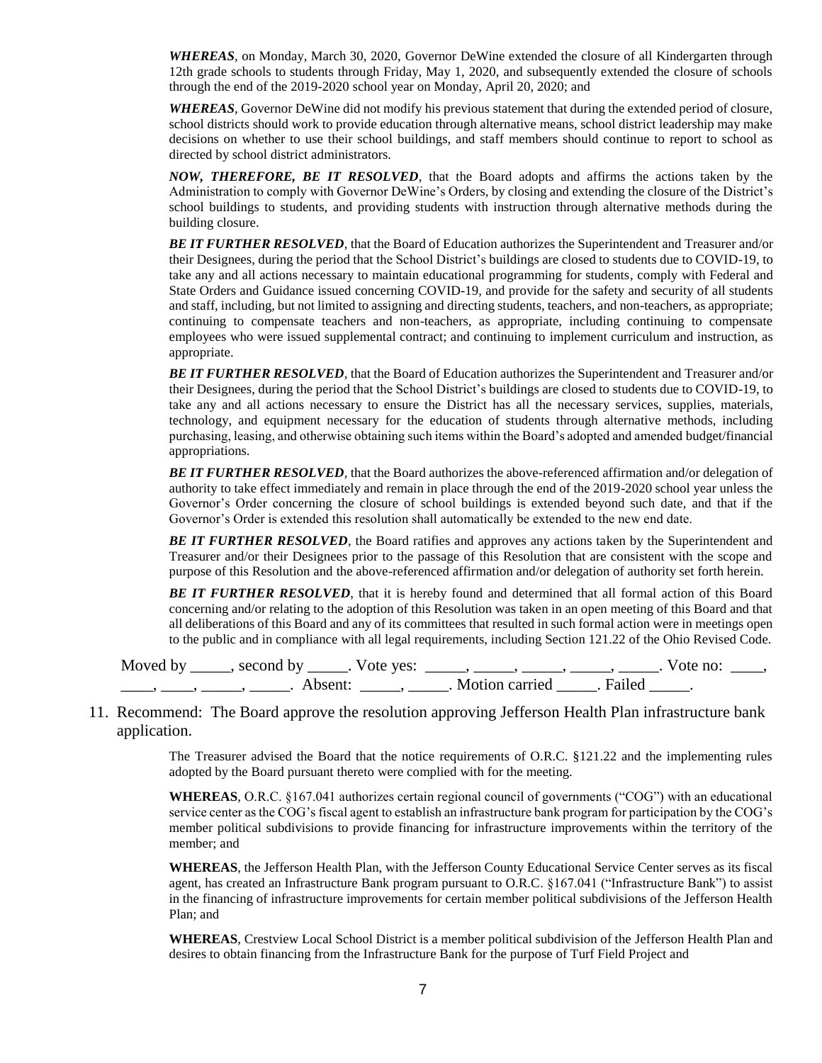***WHEREAS***, on Monday, March 30, 2020, Governor DeWine extended the closure of all Kindergarten through 12th grade schools to students through Friday, May 1, 2020, and subsequently extended the closure of schools through the end of the 2019-2020 school year on Monday, April 20, 2020; and

***WHEREAS***, Governor DeWine did not modify his previous statement that during the extended period of closure, school districts should work to provide education through alternative means, school district leadership may make decisions on whether to use their school buildings, and staff members should continue to report to school as directed by school district administrators.

***NOW, THEREFORE, BE IT RESOLVED***, that the Board adopts and affirms the actions taken by the Administration to comply with Governor DeWine's Orders, by closing and extending the closure of the District's school buildings to students, and providing students with instruction through alternative methods during the building closure.

***BE IT FURTHER RESOLVED***, that the Board of Education authorizes the Superintendent and Treasurer and/or their Designees, during the period that the School District's buildings are closed to students due to COVID-19, to take any and all actions necessary to maintain educational programming for students, comply with Federal and State Orders and Guidance issued concerning COVID-19, and provide for the safety and security of all students and staff, including, but not limited to assigning and directing students, teachers, and non-teachers, as appropriate; continuing to compensate teachers and non-teachers, as appropriate, including continuing to compensate employees who were issued supplemental contract; and continuing to implement curriculum and instruction, as appropriate.

***BE IT FURTHER RESOLVED***, that the Board of Education authorizes the Superintendent and Treasurer and/or their Designees, during the period that the School District's buildings are closed to students due to COVID-19, to take any and all actions necessary to ensure the District has all the necessary services, supplies, materials, technology, and equipment necessary for the education of students through alternative methods, including purchasing, leasing, and otherwise obtaining such items within the Board's adopted and amended budget/financial appropriations.

***BE IT FURTHER RESOLVED***, that the Board authorizes the above-referenced affirmation and/or delegation of authority to take effect immediately and remain in place through the end of the 2019-2020 school year unless the Governor's Order concerning the closure of school buildings is extended beyond such date, and that if the Governor's Order is extended this resolution shall automatically be extended to the new end date.

***BE IT FURTHER RESOLVED***, the Board ratifies and approves any actions taken by the Superintendent and Treasurer and/or their Designees prior to the passage of this Resolution that are consistent with the scope and purpose of this Resolution and the above-referenced affirmation and/or delegation of authority set forth herein.

***BE IT FURTHER RESOLVED***, that it is hereby found and determined that all formal action of this Board concerning and/or relating to the adoption of this Resolution was taken in an open meeting of this Board and that all deliberations of this Board and any of its committees that resulted in such formal action were in meetings open to the public and in compliance with all legal requirements, including Section 121.22 of the Ohio Revised Code.

Moved by _____, second by _____. Vote yes: _____, _____, _____, _____, _____. Vote no: ____, ____, ____, _____, _____. Absent: _____, _____. Motion carried _____. Failed _____.

11. Recommend: The Board approve the resolution approving Jefferson Health Plan infrastructure bank application.

The Treasurer advised the Board that the notice requirements of O.R.C. §121.22 and the implementing rules adopted by the Board pursuant thereto were complied with for the meeting.

**WHEREAS**, O.R.C. §167.041 authorizes certain regional council of governments ("COG") with an educational service center as the COG's fiscal agent to establish an infrastructure bank program for participation by the COG's member political subdivisions to provide financing for infrastructure improvements within the territory of the member; and

**WHEREAS**, the Jefferson Health Plan, with the Jefferson County Educational Service Center serves as its fiscal agent, has created an Infrastructure Bank program pursuant to O.R.C. §167.041 ("Infrastructure Bank") to assist in the financing of infrastructure improvements for certain member political subdivisions of the Jefferson Health Plan; and

**WHEREAS**, Crestview Local School District is a member political subdivision of the Jefferson Health Plan and desires to obtain financing from the Infrastructure Bank for the purpose of Turf Field Project and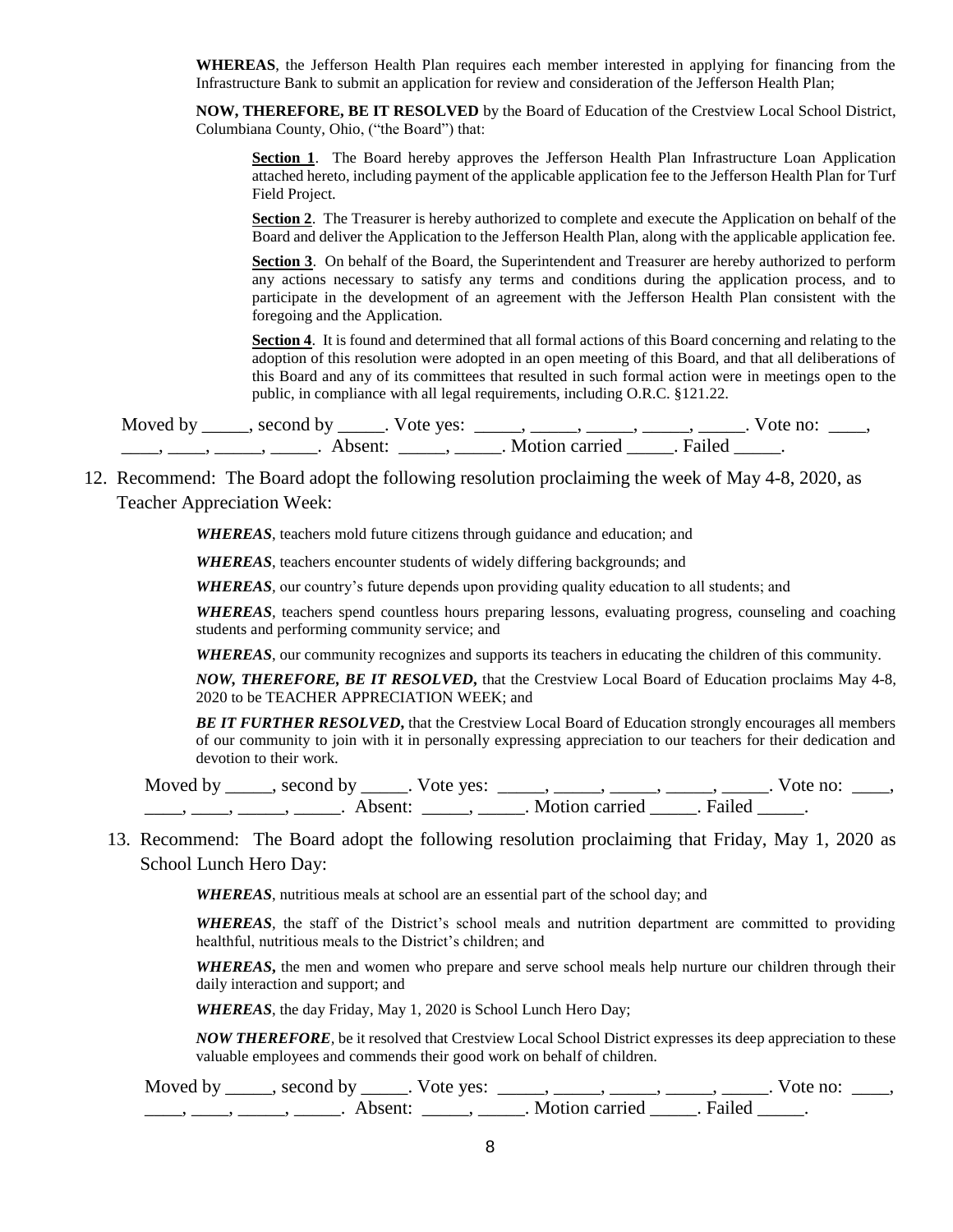**WHEREAS**, the Jefferson Health Plan requires each member interested in applying for financing from the Infrastructure Bank to submit an application for review and consideration of the Jefferson Health Plan;

**NOW, THEREFORE, BE IT RESOLVED** by the Board of Education of the Crestview Local School District, Columbiana County, Ohio, ("the Board") that:

> **Section 1**. The Board hereby approves the Jefferson Health Plan Infrastructure Loan Application attached hereto, including payment of the applicable application fee to the Jefferson Health Plan for Turf Field Project.
>
> **Section 2**. The Treasurer is hereby authorized to complete and execute the Application on behalf of the Board and deliver the Application to the Jefferson Health Plan, along with the applicable application fee.
>
> **Section 3**. On behalf of the Board, the Superintendent and Treasurer are hereby authorized to perform any actions necessary to satisfy any terms and conditions during the application process, and to participate in the development of an agreement with the Jefferson Health Plan consistent with the foregoing and the Application.
>
> **Section 4**. It is found and determined that all formal actions of this Board concerning and relating to the adoption of this resolution were adopted in an open meeting of this Board, and that all deliberations of this Board and any of its committees that resulted in such formal action were in meetings open to the public, in compliance with all legal requirements, including O.R.C. §121.22.

Moved by _____, second by _____. Vote yes: _____, _____, _____, _____, _____. Vote no: ____, ____, ____, _____, _____. Absent: _____, _____. Motion carried _____. Failed _____.

12. Recommend: The Board adopt the following resolution proclaiming the week of May 4-8, 2020, as Teacher Appreciation Week:

> ***WHEREAS***, teachers mold future citizens through guidance and education; and
>
> ***WHEREAS***, teachers encounter students of widely differing backgrounds; and
>
> ***WHEREAS***, our country's future depends upon providing quality education to all students; and
>
> ***WHEREAS***, teachers spend countless hours preparing lessons, evaluating progress, counseling and coaching students and performing community service; and
>
> ***WHEREAS***, our community recognizes and supports its teachers in educating the children of this community.
>
> ***NOW, THEREFORE, BE IT RESOLVED***, that the Crestview Local Board of Education proclaims May 4-8, 2020 to be TEACHER APPRECIATION WEEK; and
>
> ***BE IT FURTHER RESOLVED***, that the Crestview Local Board of Education strongly encourages all members of our community to join with it in personally expressing appreciation to our teachers for their dedication and devotion to their work.

Moved by _____, second by _____. Vote yes: _____, _____, _____, _____, _____. Vote no: ____, ____, ____, _____, _____. Absent: _____, _____. Motion carried _____. Failed _____.

13. Recommend: The Board adopt the following resolution proclaiming that Friday, May 1, 2020 as School Lunch Hero Day:

> ***WHEREAS***, nutritious meals at school are an essential part of the school day; and
>
> ***WHEREAS***, the staff of the District's school meals and nutrition department are committed to providing healthful, nutritious meals to the District's children; and
>
> ***WHEREAS***, the men and women who prepare and serve school meals help nurture our children through their daily interaction and support; and
>
> ***WHEREAS***, the day Friday, May 1, 2020 is School Lunch Hero Day;
>
> ***NOW THEREFORE***, be it resolved that Crestview Local School District expresses its deep appreciation to these valuable employees and commends their good work on behalf of children.

Moved by _____, second by _____. Vote yes: _____, _____, _____, _____, _____. Vote no: ____, ____, ____, _____, _____. Absent: _____, _____. Motion carried _____. Failed _____.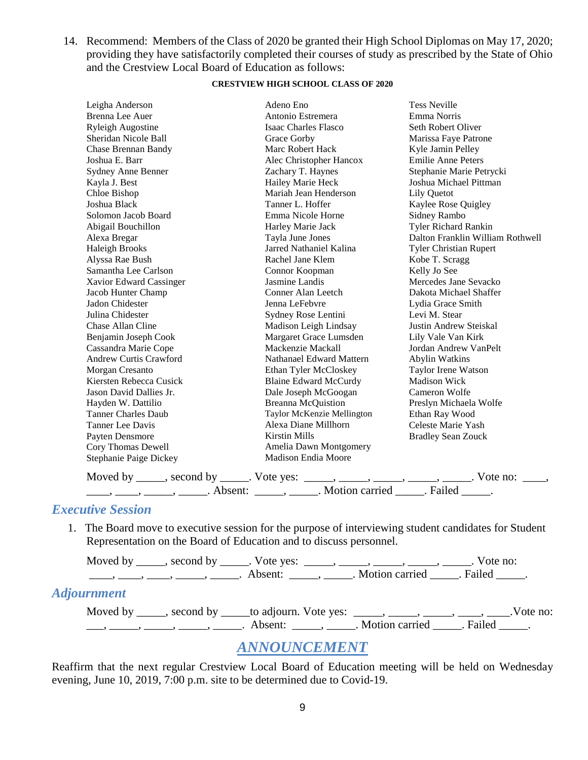14. Recommend: Members of the Class of 2020 be granted their High School Diplomas on May 17, 2020; providing they have satisfactorily completed their courses of study as prescribed by the State of Ohio and the Crestview Local Board of Education as follows:

**CRESTVIEW HIGH SCHOOL CLASS OF 2020**

Leigha Anderson
Brenna Lee Auer
Ryleigh Augostine
Sheridan Nicole Ball
Chase Brennan Bandy
Joshua E. Barr
Sydney Anne Benner
Kayla J. Best
Chloe Bishop
Joshua Black
Solomon Jacob Board
Abigail Bouchillon
Alexa Bregar
Haleigh Brooks
Alyssa Rae Bush
Samantha Lee Carlson
Xavior Edward Cassinger
Jacob Hunter Champ
Jadon Chidester
Julina Chidester
Chase Allan Cline
Benjamin Joseph Cook
Cassandra Marie Cope
Andrew Curtis Crawford
Morgan Cresanto
Kiersten Rebecca Cusick
Jason David Dallies Jr.
Hayden W. Dattilio
Tanner Charles Daub
Tanner Lee Davis
Payten Densmore
Cory Thomas Dewell
Stephanie Paige Dickey
Adeno Eno
Antonio Estremera
Isaac Charles Flasco
Grace Gorby
Marc Robert Hack
Alec Christopher Hancox
Zachary T. Haynes
Hailey Marie Heck
Mariah Jean Henderson
Tanner L. Hoffer
Emma Nicole Horne
Harley Marie Jack
Tayla June Jones
Jarred Nathaniel Kalina
Rachel Jane Klem
Connor Koopman
Jasmine Landis
Conner Alan Leetch
Jenna LeFebvre
Sydney Rose Lentini
Madison Leigh Lindsay
Margaret Grace Lumsden
Mackenzie Mackall
Nathanael Edward Mattern
Ethan Tyler McCloskey
Blaine Edward McCurdy
Dale Joseph McGoogan
Breanna McQuistion
Taylor McKenzie Mellington
Alexa Diane Millhorn
Kirstin Mills
Amelia Dawn Montgomery
Madison Endia Moore
Tess Neville
Emma Norris
Seth Robert Oliver
Marissa Faye Patrone
Kyle Jamin Pelley
Emilie Anne Peters
Stephanie Marie Petrycki
Joshua Michael Pittman
Lily Quetot
Kaylee Rose Quigley
Sidney Rambo
Tyler Richard Rankin
Dalton Franklin William Rothwell
Tyler Christian Rupert
Kobe T. Scragg
Kelly Jo See
Mercedes Jane Sevacko
Dakota Michael Shaffer
Lydia Grace Smith
Levi M. Stear
Justin Andrew Steiskal
Lily Vale Van Kirk
Jordan Andrew VanPelt
Abylin Watkins
Taylor Irene Watson
Madison Wick
Cameron Wolfe
Preslyn Michaela Wolfe
Ethan Ray Wood
Celeste Marie Yash
Bradley Sean Zouck

Moved by _____, second by _____. Vote yes: _____, _____, _____, _____, _____. Vote no: ____, ____, ____, _____, _____. Absent: _____, _____. Motion carried _____. Failed _____.

## *Executive Session*

1. The Board move to executive session for the purpose of interviewing student candidates for Student Representation on the Board of Education and to discuss personnel.

Moved by _____, second by _____. Vote yes: _____, _____, _____, _____, _____. Vote no: ____, ____, ____, _____, _____. Absent: _____, _____. Motion carried _____. Failed _____.

## *Adjournment*

Moved by _____, second by _____to adjourn. Vote yes: _____, _____, _____, ____, ____.Vote no: ___, _____, _____, _____, _____. Absent: _____, _____. Motion carried _____. Failed _____.

## *ANNOUNCEMENT*

Reaffirm that the next regular Crestview Local Board of Education meeting will be held on Wednesday evening, June 10, 2019, 7:00 p.m. site to be determined due to Covid-19.